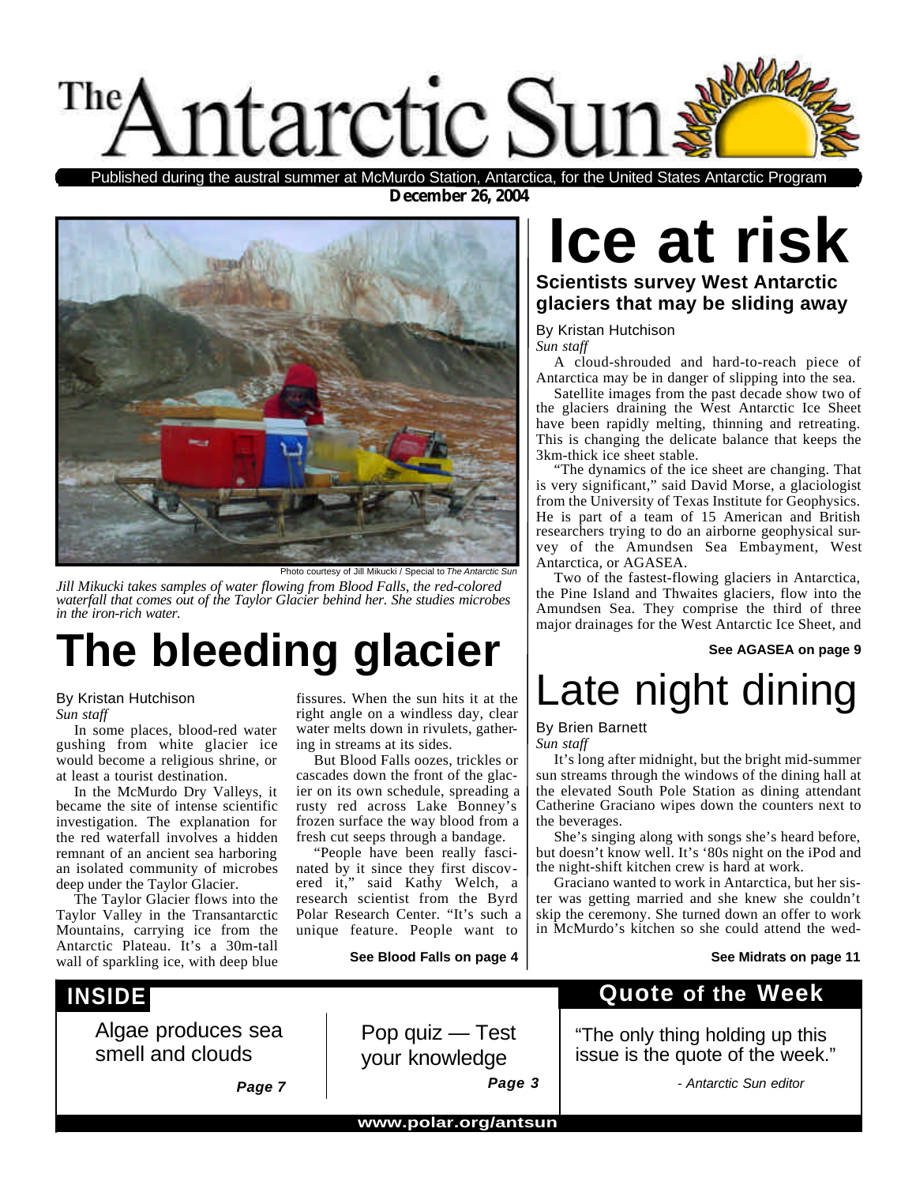# The Antarctic Sun

Published during the austral summer at McMurdo Station, Antarctica, for the United States Antarctic Program

**December 26, 2004**

Photo courtesy of Jill Mikucki / Special to *The Antarctic Sun*

*Jill Mikucki takes samples of water flowing from Blood Falls, the red-colored waterfall that comes out of the Taylor Glacier behind her. She studies microbes in the iron-rich water.*

# The bleeding glacier

By Kristan Hutchison
*Sun staff*

In some places, blood-red water gushing from white glacier ice would become a religious shrine, or at least a tourist destination.

In the McMurdo Dry Valleys, it became the site of intense scientific investigation. The explanation for the red waterfall involves a hidden remnant of an ancient sea harboring an isolated community of microbes deep under the Taylor Glacier.

The Taylor Glacier flows into the Taylor Valley in the Transantarctic Mountains, carrying ice from the Antarctic Plateau. It's a 30m-tall wall of sparkling ice, with deep blue fissures. When the sun hits it at the right angle on a windless day, clear water melts down in rivulets, gathering in streams at its sides.

But Blood Falls oozes, trickles or cascades down the front of the glacier on its own schedule, spreading a rusty red across Lake Bonney's frozen surface the way blood from a fresh cut seeps through a bandage.

"People have been really fascinated by it since they first discovered it," said Kathy Welch, a research scientist from the Byrd Polar Research Center. "It's such a unique feature. People want to

**See Blood Falls on page 4**

# Ice at risk

## Scientists survey West Antarctic glaciers that may be sliding away

By Kristan Hutchison
*Sun staff*

A cloud-shrouded and hard-to-reach piece of Antarctica may be in danger of slipping into the sea.

Satellite images from the past decade show two of the glaciers draining the West Antarctic Ice Sheet have been rapidly melting, thinning and retreating. This is changing the delicate balance that keeps the 3km-thick ice sheet stable.

"The dynamics of the ice sheet are changing. That is very significant," said David Morse, a glaciologist from the University of Texas Institute for Geophysics. He is part of a team of 15 American and British researchers trying to do an airborne geophysical survey of the Amundsen Sea Embayment, West Antarctica, or AGASEA.

Two of the fastest-flowing glaciers in Antarctica, the Pine Island and Thwaites glaciers, flow into the Amundsen Sea. They comprise the third of three major drainages for the West Antarctic Ice Sheet, and

**See AGASEA on page 9**

# Late night dining

By Brien Barnett
*Sun staff*

It's long after midnight, but the bright mid-summer sun streams through the windows of the dining hall at the elevated South Pole Station as dining attendant Catherine Graciano wipes down the counters next to the beverages.

She's singing along with songs she's heard before, but doesn't know well. It's '80s night on the iPod and the night-shift kitchen crew is hard at work.

Graciano wanted to work in Antarctica, but her sister was getting married and she knew she couldn't skip the ceremony. She turned down an offer to work in McMurdo's kitchen so she could attend the wed-

**See Midrats on page 11**

## INSIDE

Algae produces sea smell and clouds — ***Page 7***

Pop quiz — Test your knowledge — ***Page 3***

## Quote of the Week

"The only thing holding up this issue is the quote of the week."

*- Antarctic Sun editor*

**www.polar.org/antsun**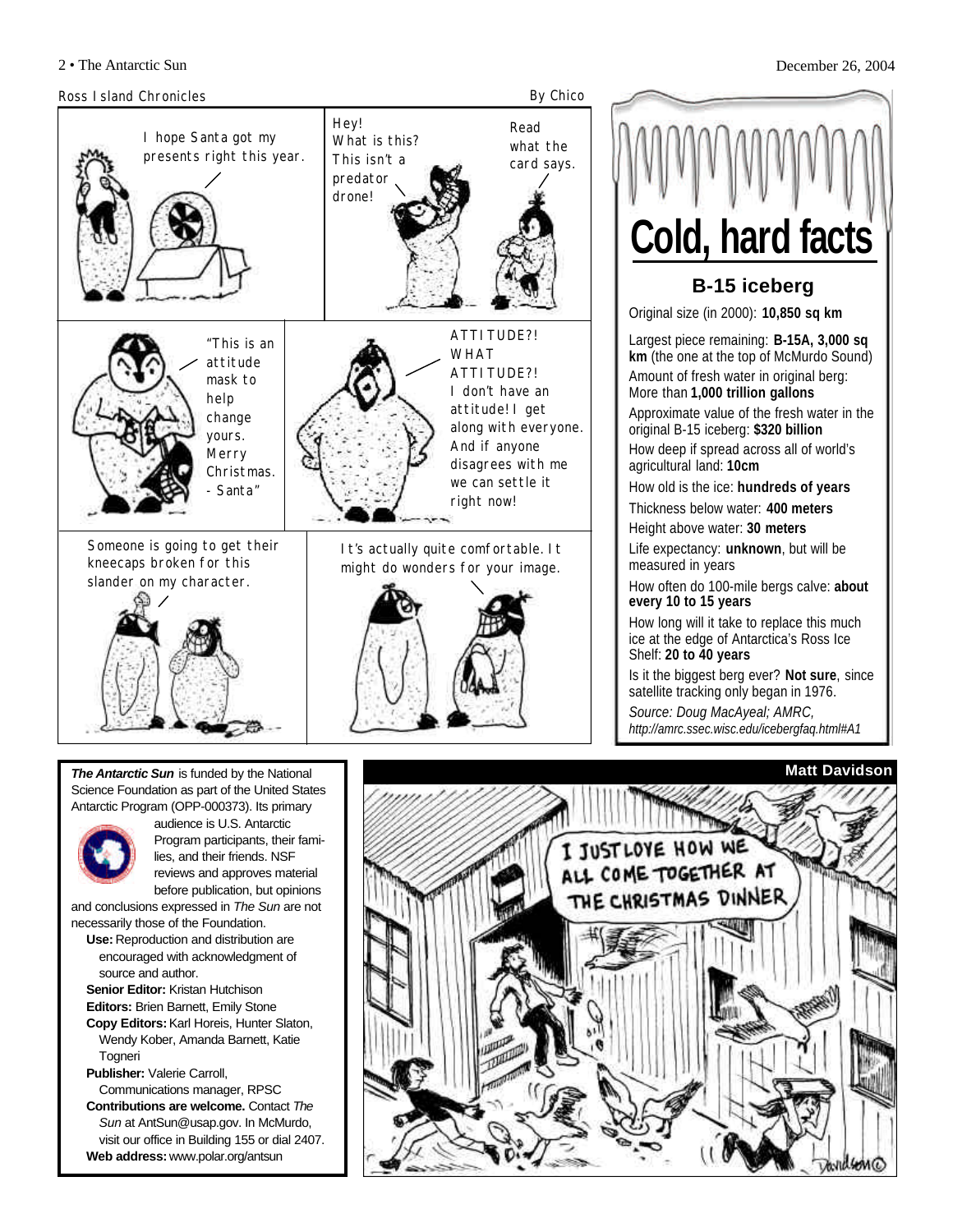## Ross Island Chronicles

By Chico

"I hope Santa got my presents right this year."

"Hey! What is this? This isn't a predator drone!"

"Read what the card says."

"'This is an attitude mask to help change yours. Merry Christmas. - Santa'"

"ATTITUDE?! WHAT ATTITUDE?! I don't have an attitude! I get along with everyone. And if anyone disagrees with me we can settle it right now!"

"Someone is going to get their kneecaps broken for this slander on my character."

"It's actually quite comfortable. It might do wonders for your image."

# Cold, hard facts

## B-15 iceberg

Original size (in 2000): **10,850 sq km**

Largest piece remaining: **B-15A, 3,000 sq km** (the one at the top of McMurdo Sound)

Amount of fresh water in original berg: More than **1,000 trillion gallons**

Approximate value of the fresh water in the original B-15 iceberg: **$320 billion**

How deep if spread across all of world's agricultural land: **10cm**

How old is the ice: **hundreds of years**

Thickness below water: **400 meters**

Height above water: **30 meters**

Life expectancy: **unknown**, but will be measured in years

How often do 100-mile bergs calve: **about every 10 to 15 years**

How long will it take to replace this much ice at the edge of Antarctica's Ross Ice Shelf: **20 to 40 years**

Is it the biggest berg ever? **Not sure**, since satellite tracking only began in 1976.

*Source: Doug MacAyeal; AMRC, http://amrc.ssec.wisc.edu/icebergfaq.html#A1*

***The Antarctic Sun*** is funded by the National Science Foundation as part of the United States Antarctic Program (OPP-000373). Its primary audience is U.S. Antarctic Program participants, their families, and their friends. NSF reviews and approves material before publication, but opinions and conclusions expressed in *The Sun* are not necessarily those of the Foundation.

**Use:** Reproduction and distribution are encouraged with acknowledgment of source and author.

**Senior Editor:** Kristan Hutchison

**Editors:** Brien Barnett, Emily Stone

**Copy Editors:** Karl Horeis, Hunter Slaton, Wendy Kober, Amanda Barnett, Katie Togneri

**Publisher:** Valerie Carroll, Communications manager, RPSC

**Contributions are welcome.** Contact *The Sun* at AntSun@usap.gov. In McMurdo, visit our office in Building 155 or dial 2407.

**Web address:** www.polar.org/antsun

**Matt Davidson**

"I JUST LOVE HOW WE ALL COME TOGETHER AT THE CHRISTMAS DINNER"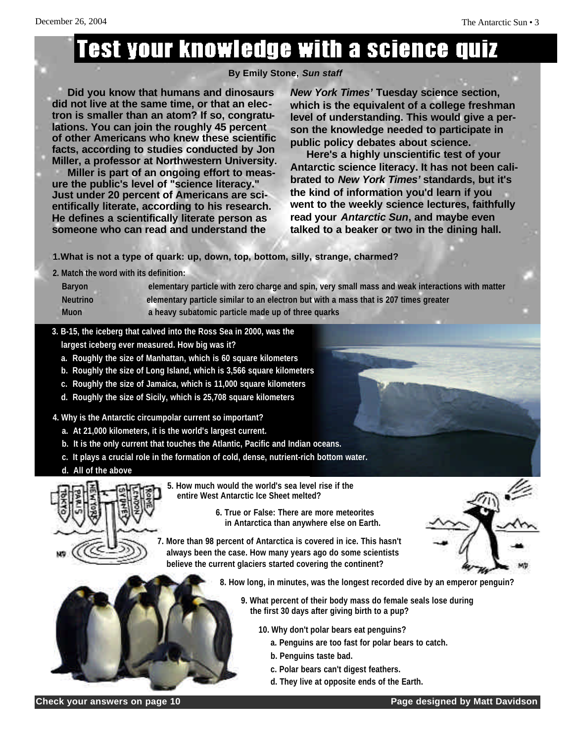# Test your knowledge with a science quiz

**By Emily Stone, *Sun staff***

**Did you know that humans and dinosaurs did not live at the same time, or that an electron is smaller than an atom? If so, congratulations. You can join the roughly 45 percent of other Americans who knew these scientific facts, according to studies conducted by Jon Miller, a professor at Northwestern University.**

**Miller is part of an ongoing effort to measure the public's level of "science literacy." Just under 20 percent of Americans are scientifically literate, according to his research. He defines a scientifically literate person as someone who can read and understand the *New York Times'* Tuesday science section, which is the equivalent of a college freshman level of understanding. This would give a person the knowledge needed to participate in public policy debates about science.**

**Here's a highly unscientific test of your Antarctic science literacy. It has not been calibrated to *New York Times'* standards, but it's the kind of information you'd learn if you went to the weekly science lectures, faithfully read your *Antarctic Sun*, and maybe even talked to a beaker or two in the dining hall.**

**1. What is not a type of quark: up, down, top, bottom, silly, strange, charmed?**

**2. Match the word with its definition:**

| Word | Definition |
|---|---|
| Baryon | elementary particle with zero charge and spin, very small mass and weak interactions with matter |
| Neutrino | elementary particle similar to an electron but with a mass that is 207 times greater |
| Muon | a heavy subatomic particle made up of three quarks |

**3. B-15, the iceberg that calved into the Ross Sea in 2000, was the largest iceberg ever measured. How big was it?**

a. Roughly the size of Manhattan, which is 60 square kilometers
b. Roughly the size of Long Island, which is 3,566 square kilometers
c. Roughly the size of Jamaica, which is 11,000 square kilometers
d. Roughly the size of Sicily, which is 25,708 square kilometers

**4. Why is the Antarctic circumpolar current so important?**

a. At 21,000 kilometers, it is the world's largest current.
b. It is the only current that touches the Atlantic, Pacific and Indian oceans.
c. It plays a crucial role in the formation of cold, dense, nutrient-rich bottom water.
d. All of the above

**5. How much would the world's sea level rise if the entire West Antarctic Ice Sheet melted?**

**6. True or False: There are more meteorites in Antarctica than anywhere else on Earth.**

**7. More than 98 percent of Antarctica is covered in ice. This hasn't always been the case. How many years ago do some scientists believe the current glaciers started covering the continent?**

**8. How long, in minutes, was the longest recorded dive by an emperor penguin?**

**9. What percent of their body mass do female seals lose during the first 30 days after giving birth to a pup?**

**10. Why don't polar bears eat penguins?**

a. Penguins are too fast for polar bears to catch.
b. Penguins taste bad.
c. Polar bears can't digest feathers.
d. They live at opposite ends of the Earth.

**Check your answers on page 10**

**Page designed by Matt Davidson**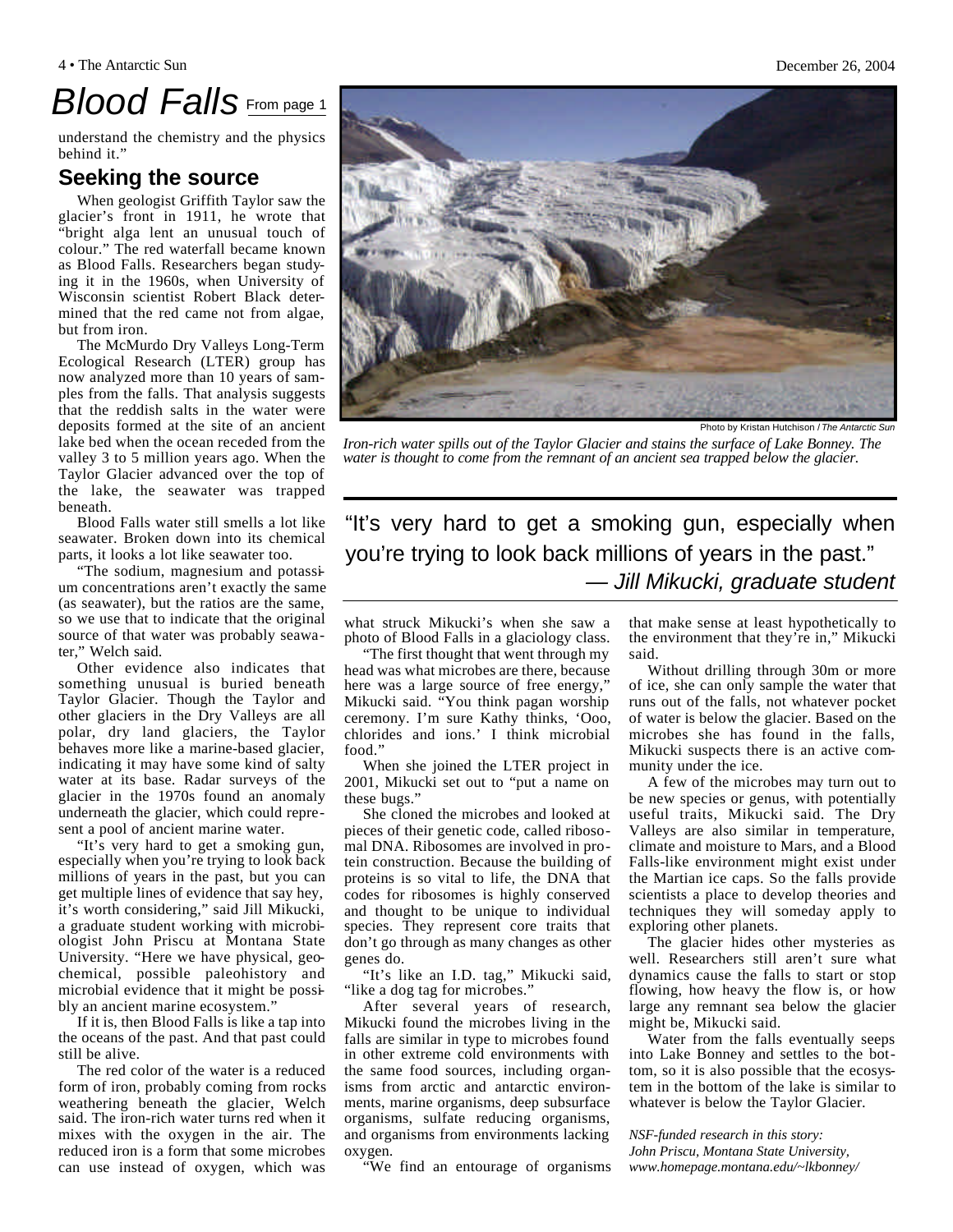# Blood Falls From page 1

understand the chemistry and the physics behind it."

## Seeking the source

When geologist Griffith Taylor saw the glacier's front in 1911, he wrote that "bright alga lent an unusual touch of colour." The red waterfall became known as Blood Falls. Researchers began studying it in the 1960s, when University of Wisconsin scientist Robert Black determined that the red came not from algae, but from iron.

The McMurdo Dry Valleys Long-Term Ecological Research (LTER) group has now analyzed more than 10 years of samples from the falls. That analysis suggests that the reddish salts in the water were deposits formed at the site of an ancient lake bed when the ocean receded from the valley 3 to 5 million years ago. When the Taylor Glacier advanced over the top of the lake, the seawater was trapped beneath.

Blood Falls water still smells a lot like seawater. Broken down into its chemical parts, it looks a lot like seawater too.

"The sodium, magnesium and potassium concentrations aren't exactly the same (as seawater), but the ratios are the same, so we use that to indicate that the original source of that water was probably seawater," Welch said.

Other evidence also indicates that something unusual is buried beneath Taylor Glacier. Though the Taylor and other glaciers in the Dry Valleys are all polar, dry land glaciers, the Taylor behaves more like a marine-based glacier, indicating it may have some kind of salty water at its base. Radar surveys of the glacier in the 1970s found an anomaly underneath the glacier, which could represent a pool of ancient marine water.

"It's very hard to get a smoking gun, especially when you're trying to look back millions of years in the past, but you can get multiple lines of evidence that say hey, it's worth considering," said Jill Mikucki, a graduate student working with microbiologist John Priscu at Montana State University. "Here we have physical, geochemical, possible paleohistory and microbial evidence that it might be possibly an ancient marine ecosystem."

If it is, then Blood Falls is like a tap into the oceans of the past. And that past could still be alive.

The red color of the water is a reduced form of iron, probably coming from rocks weathering beneath the glacier, Welch said. The iron-rich water turns red when it mixes with the oxygen in the air. The reduced iron is a form that some microbes can use instead of oxygen, which was what struck Mikucki's when she saw a photo of Blood Falls in a glaciology class.

"The first thought that went through my head was what microbes are there, because here was a large source of free energy," Mikucki said. "You think pagan worship ceremony. I'm sure Kathy thinks, 'Ooo, chlorides and ions.' I think microbial food."

When she joined the LTER project in 2001, Mikucki set out to "put a name on these bugs."

She cloned the microbes and looked at pieces of their genetic code, called ribosomal DNA. Ribosomes are involved in protein construction. Because the building of proteins is so vital to life, the DNA that codes for ribosomes is highly conserved and thought to be unique to individual species. They represent core traits that don't go through as many changes as other genes do.

"It's like an I.D. tag," Mikucki said, "like a dog tag for microbes."

After several years of research, Mikucki found the microbes living in the falls are similar in type to microbes found in other extreme cold environments with the same food sources, including organisms from arctic and antarctic environments, marine organisms, deep subsurface organisms, sulfate reducing organisms, and organisms from environments lacking oxygen.

"We find an entourage of organisms that make sense at least hypothetically to the environment that they're in," Mikucki said.

Without drilling through 30m or more of ice, she can only sample the water that runs out of the falls, not whatever pocket of water is below the glacier. Based on the microbes she has found in the falls, Mikucki suspects there is an active community under the ice.

A few of the microbes may turn out to be new species or genus, with potentially useful traits, Mikucki said. The Dry Valleys are also similar in temperature, climate and moisture to Mars, and a Blood Falls-like environment might exist under the Martian ice caps. So the falls provide scientists a place to develop theories and techniques they will someday apply to exploring other planets.

The glacier hides other mysteries as well. Researchers still aren't sure what dynamics cause the falls to start or stop flowing, how heavy the flow is, or how large any remnant sea below the glacier might be, Mikucki said.

Water from the falls eventually seeps into Lake Bonney and settles to the bottom, so it is also possible that the ecosystem in the bottom of the lake is similar to whatever is below the Taylor Glacier.

*NSF-funded research in this story:*
*John Priscu, Montana State University, www.homepage.montana.edu/~lkbonney/*

Photo by Kristan Hutchison / *The Antarctic Sun*

*Iron-rich water spills out of the Taylor Glacier and stains the surface of Lake Bonney. The water is thought to come from the remnant of an ancient sea trapped below the glacier.*

> "It's very hard to get a smoking gun, especially when you're trying to look back millions of years in the past."
> — *Jill Mikucki, graduate student*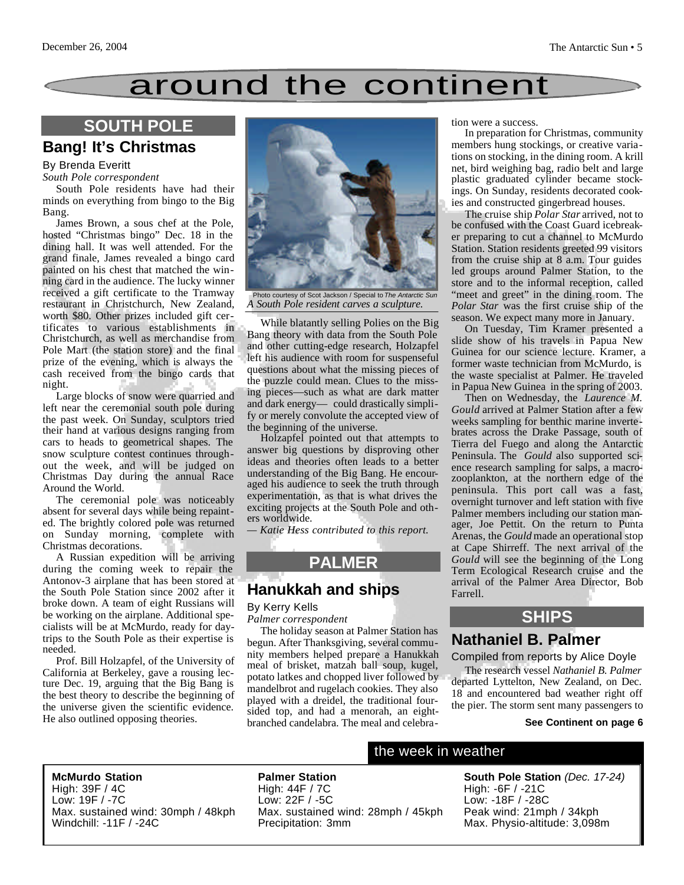# around the continent

## SOUTH POLE

### Bang! It's Christmas

By Brenda Everitt
*South Pole correspondent*

South Pole residents have had their minds on everything from bingo to the Big Bang.

James Brown, a sous chef at the Pole, hosted "Christmas bingo" Dec. 18 in the dining hall. It was well attended. For the grand finale, James revealed a bingo card painted on his chest that matched the winning card in the audience. The lucky winner received a gift certificate to the Tramway restaurant in Christchurch, New Zealand, worth $80. Other prizes included gift certificates to various establishments in Christchurch, as well as merchandise from Pole Mart (the station store) and the final prize of the evening, which is always the cash received from the bingo cards that night.

Large blocks of snow were quarried and left near the ceremonial south pole during the past week. On Sunday, sculptors tried their hand at various designs ranging from cars to heads to geometrical shapes. The snow sculpture contest continues throughout the week, and will be judged on Christmas Day during the annual Race Around the World.

The ceremonial pole was noticeably absent for several days while being repainted. The brightly colored pole was returned on Sunday morning, complete with Christmas decorations.

A Russian expedition will be arriving during the coming week to repair the Antonov-3 airplane that has been stored at the South Pole Station since 2002 after it broke down. A team of eight Russians will be working on the airplane. Additional specialists will be at McMurdo, ready for day-trips to the South Pole as their expertise is needed.

Prof. Bill Holzapfel, of the University of California at Berkeley, gave a rousing lecture Dec. 19, arguing that the Big Bang is the best theory to describe the beginning of the universe given the scientific evidence. He also outlined opposing theories.

Photo courtesy of Scot Jackson / Special to *The Antarctic Sun*
*A South Pole resident carves a sculpture.*

While blatantly selling Polies on the Big Bang theory with data from the South Pole and other cutting-edge research, Holzapfel left his audience with room for suspenseful questions about what the missing pieces of the puzzle could mean. Clues to the missing pieces—such as what are dark matter and dark energy— could drastically simplify or merely convolute the accepted view of the beginning of the universe.

Holzapfel pointed out that attempts to answer big questions by disproving other ideas and theories often leads to a better understanding of the Big Bang. He encouraged his audience to seek the truth through experimentation, as that is what drives the exciting projects at the South Pole and others worldwide.

*— Katie Hess contributed to this report.*

## PALMER

### Hanukkah and ships

By Kerry Kells
*Palmer correspondent*

The holiday season at Palmer Station has begun. After Thanksgiving, several community members helped prepare a Hanukkah meal of brisket, matzah ball soup, kugel, potato latkes and chopped liver followed by mandelbrot and rugelach cookies. They also played with a dreidel, the traditional four-sided top, and had a menorah, an eight-branched candelabra. The meal and celebration were a success.

In preparation for Christmas, community members hung stockings, or creative variations on stocking, in the dining room. A krill net, bird weighing bag, radio belt and large plastic graduated cylinder became stockings. On Sunday, residents decorated cookies and constructed gingerbread houses.

The cruise ship *Polar Star* arrived, not to be confused with the Coast Guard icebreaker preparing to cut a channel to McMurdo Station. Station residents greeted 99 visitors from the cruise ship at 8 a.m. Tour guides led groups around Palmer Station, to the store and to the informal reception, called "meet and greet" in the dining room. The *Polar Star* was the first cruise ship of the season. We expect many more in January.

On Tuesday, Tim Kramer presented a slide show of his travels in Papua New Guinea for our science lecture. Kramer, a former waste technician from McMurdo, is the waste specialist at Palmer. He traveled in Papua New Guinea in the spring of 2003.

Then on Wednesday, the *Laurence M. Gould* arrived at Palmer Station after a few weeks sampling for benthic marine invertebrates across the Drake Passage, south of Tierra del Fuego and along the Antarctic Peninsula. The *Gould* also supported science research sampling for salps, a macrozooplankton, at the northern edge of the peninsula. This port call was a fast, overnight turnover and left station with five Palmer members including our station manager, Joe Pettit. On the return to Punta Arenas, the *Gould* made an operational stop at Cape Shirreff. The next arrival of the *Gould* will see the beginning of the Long Term Ecological Research cruise and the arrival of the Palmer Area Director, Bob Farrell.

## SHIPS

### Nathaniel B. Palmer

Compiled from reports by Alice Doyle

The research vessel *Nathaniel B. Palmer* departed Lyttelton, New Zealand, on Dec. 18 and encountered bad weather right off the pier. The storm sent many passengers to

**See Continent on page 6**

## the week in weather

**McMurdo Station**
High: 39F / 4C
Low: 19F / -7C
Max. sustained wind: 30mph / 48kph
Windchill: -11F / -24C

**Palmer Station**
High: 44F / 7C
Low: 22F / -5C
Max. sustained wind: 28mph / 45kph
Precipitation: 3mm

**South Pole Station** *(Dec. 17-24)*
High: -6F / -21C
Low: -18F / -28C
Peak wind: 21mph / 34kph
Max. Physio-altitude: 3,098m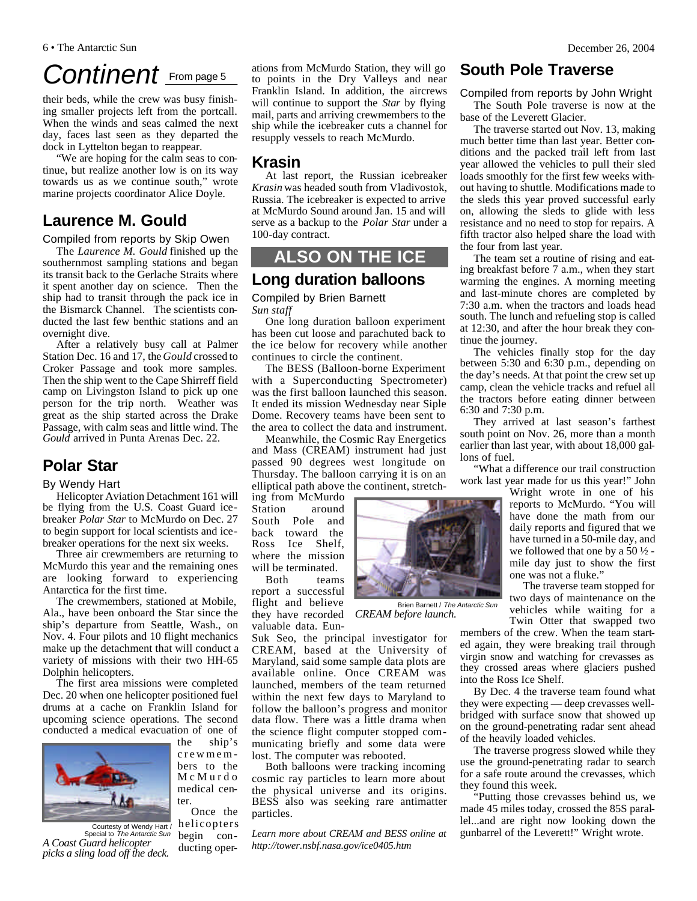# Continent From page 5

their beds, while the crew was busy finishing smaller projects left from the portcall. When the winds and seas calmed the next day, faces last seen as they departed the dock in Lyttelton began to reappear.

"We are hoping for the calm seas to continue, but realize another low is on its way towards us as we continue south," wrote marine projects coordinator Alice Doyle.

## Laurence M. Gould

Compiled from reports by Skip Owen

The *Laurence M. Gould* finished up the southernmost sampling stations and began its transit back to the Gerlache Straits where it spent another day on science. Then the ship had to transit through the pack ice in the Bismarck Channel. The scientists conducted the last few benthic stations and an overnight dive.

After a relatively busy call at Palmer Station Dec. 16 and 17, the *Gould* crossed to Croker Passage and took more samples. Then the ship went to the Cape Shirreff field camp on Livingston Island to pick up one person for the trip north. Weather was great as the ship started across the Drake Passage, with calm seas and little wind. The *Gould* arrived in Punta Arenas Dec. 22.

## Polar Star

By Wendy Hart

Helicopter Aviation Detachment 161 will be flying from the U.S. Coast Guard icebreaker *Polar Star* to McMurdo on Dec. 27 to begin support for local scientists and icebreaker operations for the next six weeks.

Three air crewmembers are returning to McMurdo this year and the remaining ones are looking forward to experiencing Antarctica for the first time.

The crewmembers, stationed at Mobile, Ala., have been onboard the Star since the ship's departure from Seattle, Wash., on Nov. 4. Four pilots and 10 flight mechanics make up the detachment that will conduct a variety of missions with their two HH-65 Dolphin helicopters.

The first area missions were completed Dec. 20 when one helicopter positioned fuel drums at a cache on Franklin Island for upcoming science operations. The second conducted a medical evacuation of one of the ship's crewmembers to the McMurdo medical center.

Courtesy of Wendy Hart / Special to *The Antarctic Sun*

*A Coast Guard helicopter picks a sling load off the deck.*

Once the helicopters begin conducting operations from McMurdo Station, they will go to points in the Dry Valleys and near Franklin Island. In addition, the aircrews will continue to support the *Star* by flying mail, parts and arriving crewmembers to the ship while the icebreaker cuts a channel for resupply vessels to reach McMurdo.

## Krasin

At last report, the Russian icebreaker *Krasin* was headed south from Vladivostok, Russia. The icebreaker is expected to arrive at McMurdo Sound around Jan. 15 and will serve as a backup to the *Polar Star* under a 100-day contract.

# ALSO ON THE ICE

## Long duration balloons

Compiled by Brien Barnett
*Sun staff*

One long duration balloon experiment has been cut loose and parachuted back to the ice below for recovery while another continues to circle the continent.

The BESS (Balloon-borne Experiment with a Superconducting Spectrometer) was the first balloon launched this season. It ended its mission Wednesday near Siple Dome. Recovery teams have been sent to the area to collect the data and instrument.

Meanwhile, the Cosmic Ray Energetics and Mass (CREAM) instrument had just passed 90 degrees west longitude on Thursday. The balloon carrying it is on an elliptical path above the continent, stretching from McMurdo Station around South Pole and back toward the Ross Ice Shelf, where the mission will be terminated.

Brien Barnett / *The Antarctic Sun*

*CREAM before launch.*

Both teams report a successful flight and believe they have recorded valuable data. Eun-Suk Seo, the principal investigator for CREAM, based at the University of Maryland, said some sample data plots are available online. Once CREAM was launched, members of the team returned within the next few days to Maryland to follow the balloon's progress and monitor data flow. There was a little drama when the science flight computer stopped communicating briefly and some data were lost. The computer was rebooted.

Both balloons were tracking incoming cosmic ray particles to learn more about the physical universe and its origins. BESS also was seeking rare antimatter particles.

*Learn more about CREAM and BESS online at http://tower.nsbf.nasa.gov/ice0405.htm*

## South Pole Traverse

Compiled from reports by John Wright

The South Pole traverse is now at the base of the Leverett Glacier.

The traverse started out Nov. 13, making much better time than last year. Better conditions and the packed trail left from last year allowed the vehicles to pull their sled loads smoothly for the first few weeks without having to shuttle. Modifications made to the sleds this year proved successful early on, allowing the sleds to glide with less resistance and no need to stop for repairs. A fifth tractor also helped share the load with the four from last year.

The team set a routine of rising and eating breakfast before 7 a.m., when they start warming the engines. A morning meeting and last-minute chores are completed by 7:30 a.m. and the tractors and loads head south. The lunch and refueling stop is called at 12:30, and after the hour break they continue the journey.

The vehicles finally stop for the day between 5:30 and 6:30 p.m., depending on the day's needs. At that point the crew set up camp, clean the vehicle tracks and refuel all the tractors before eating dinner between 6:30 and 7:30 p.m.

They arrived at last season's farthest south point on Nov. 26, more than a month earlier than last year, with about 18,000 gallons of fuel.

"What a difference our trail construction work last year made for us this year!" John Wright wrote in one of his reports to McMurdo. "You will have done the math from our daily reports and figured that we have turned in a 50-mile day, and we followed that one by a 50 ½ -mile day just to show the first one was not a fluke."

The traverse team stopped for two days of maintenance on the vehicles while waiting for a Twin Otter that swapped two members of the crew. When the team started again, they were breaking trail through virgin snow and watching for crevasses as they crossed areas where glaciers pushed into the Ross Ice Shelf.

By Dec. 4 the traverse team found what they were expecting — deep crevasses well-bridged with surface snow that showed up on the ground-penetrating radar sent ahead of the heavily loaded vehicles.

The traverse progress slowed while they use the ground-penetrating radar to search for a safe route around the crevasses, which they found this week.

"Putting those crevasses behind us, we made 45 miles today, crossed the 85S parallel...and are right now looking down the gunbarrel of the Leverett!" Wright wrote.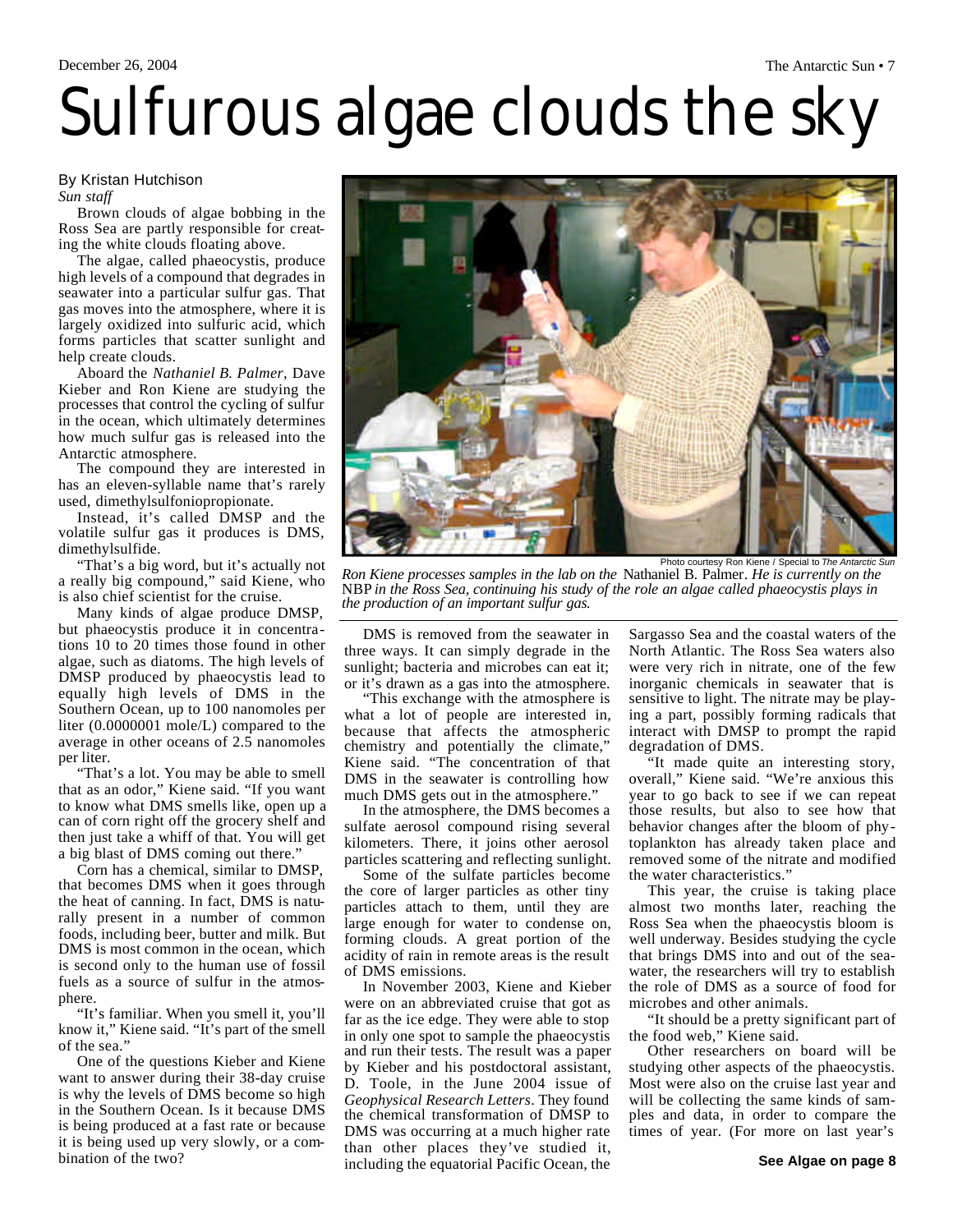# Sulfurous algae clouds the sky

By Kristan Hutchison
*Sun staff*

Brown clouds of algae bobbing in the Ross Sea are partly responsible for creating the white clouds floating above.

The algae, called phaeocystis, produce high levels of a compound that degrades in seawater into a particular sulfur gas. That gas moves into the atmosphere, where it is largely oxidized into sulfuric acid, which forms particles that scatter sunlight and help create clouds.

Aboard the *Nathaniel B. Palmer*, Dave Kieber and Ron Kiene are studying the processes that control the cycling of sulfur in the ocean, which ultimately determines how much sulfur gas is released into the Antarctic atmosphere.

The compound they are interested in has an eleven-syllable name that's rarely used, dimethylsulfoniopropionate.

Instead, it's called DMSP and the volatile sulfur gas it produces is DMS, dimethylsulfide.

"That's a big word, but it's actually not a really big compound," said Kiene, who is also chief scientist for the cruise.

Many kinds of algae produce DMSP, but phaeocystis produce it in concentrations 10 to 20 times those found in other algae, such as diatoms. The high levels of DMSP produced by phaeocystis lead to equally high levels of DMS in the Southern Ocean, up to 100 nanomoles per liter (0.0000001 mole/L) compared to the average in other oceans of 2.5 nanomoles per liter.

"That's a lot. You may be able to smell that as an odor," Kiene said. "If you want to know what DMS smells like, open up a can of corn right off the grocery shelf and then just take a whiff of that. You will get a big blast of DMS coming out there."

Corn has a chemical, similar to DMSP, that becomes DMS when it goes through the heat of canning. In fact, DMS is naturally present in a number of common foods, including beer, butter and milk. But DMS is most common in the ocean, which is second only to the human use of fossil fuels as a source of sulfur in the atmosphere.

"It's familiar. When you smell it, you'll know it," Kiene said. "It's part of the smell of the sea."

One of the questions Kieber and Kiene want to answer during their 38-day cruise is why the levels of DMS become so high in the Southern Ocean. Is it because DMS is being produced at a fast rate or because it is being used up very slowly, or a combination of the two?

Photo courtesy Ron Kiene / Special to *The Antarctic Sun*

*Ron Kiene processes samples in the lab on the* Nathaniel B. Palmer. *He is currently on the* NBP *in the Ross Sea, continuing his study of the role an algae called phaeocystis plays in the production of an important sulfur gas.*

DMS is removed from the seawater in three ways. It can simply degrade in the sunlight; bacteria and microbes can eat it; or it's drawn as a gas into the atmosphere.

"This exchange with the atmosphere is what a lot of people are interested in, because that affects the atmospheric chemistry and potentially the climate," Kiene said. "The concentration of that DMS in the seawater is controlling how much DMS gets out in the atmosphere."

In the atmosphere, the DMS becomes a sulfate aerosol compound rising several kilometers. There, it joins other aerosol particles scattering and reflecting sunlight.

Some of the sulfate particles become the core of larger particles as other tiny particles attach to them, until they are large enough for water to condense on, forming clouds. A great portion of the acidity of rain in remote areas is the result of DMS emissions.

In November 2003, Kiene and Kieber were on an abbreviated cruise that got as far as the ice edge. They were able to stop in only one spot to sample the phaeocystis and run their tests. The result was a paper by Kieber and his postdoctoral assistant, D. Toole, in the June 2004 issue of *Geophysical Research Letters*. They found the chemical transformation of DMSP to DMS was occurring at a much higher rate than other places they've studied it, including the equatorial Pacific Ocean, the Sargasso Sea and the coastal waters of the North Atlantic. The Ross Sea waters also were very rich in nitrate, one of the few inorganic chemicals in seawater that is sensitive to light. The nitrate may be playing a part, possibly forming radicals that interact with DMSP to prompt the rapid degradation of DMS.

"It made quite an interesting story, overall," Kiene said. "We're anxious this year to go back to see if we can repeat those results, but also to see how that behavior changes after the bloom of phytoplankton has already taken place and removed some of the nitrate and modified the water characteristics."

This year, the cruise is taking place almost two months later, reaching the Ross Sea when the phaeocystis bloom is well underway. Besides studying the cycle that brings DMS into and out of the seawater, the researchers will try to establish the role of DMS as a source of food for microbes and other animals.

"It should be a pretty significant part of the food web," Kiene said.

Other researchers on board will be studying other aspects of the phaeocystis. Most were also on the cruise last year and will be collecting the same kinds of samples and data, in order to compare the times of year. (For more on last year's

**See Algae on page 8**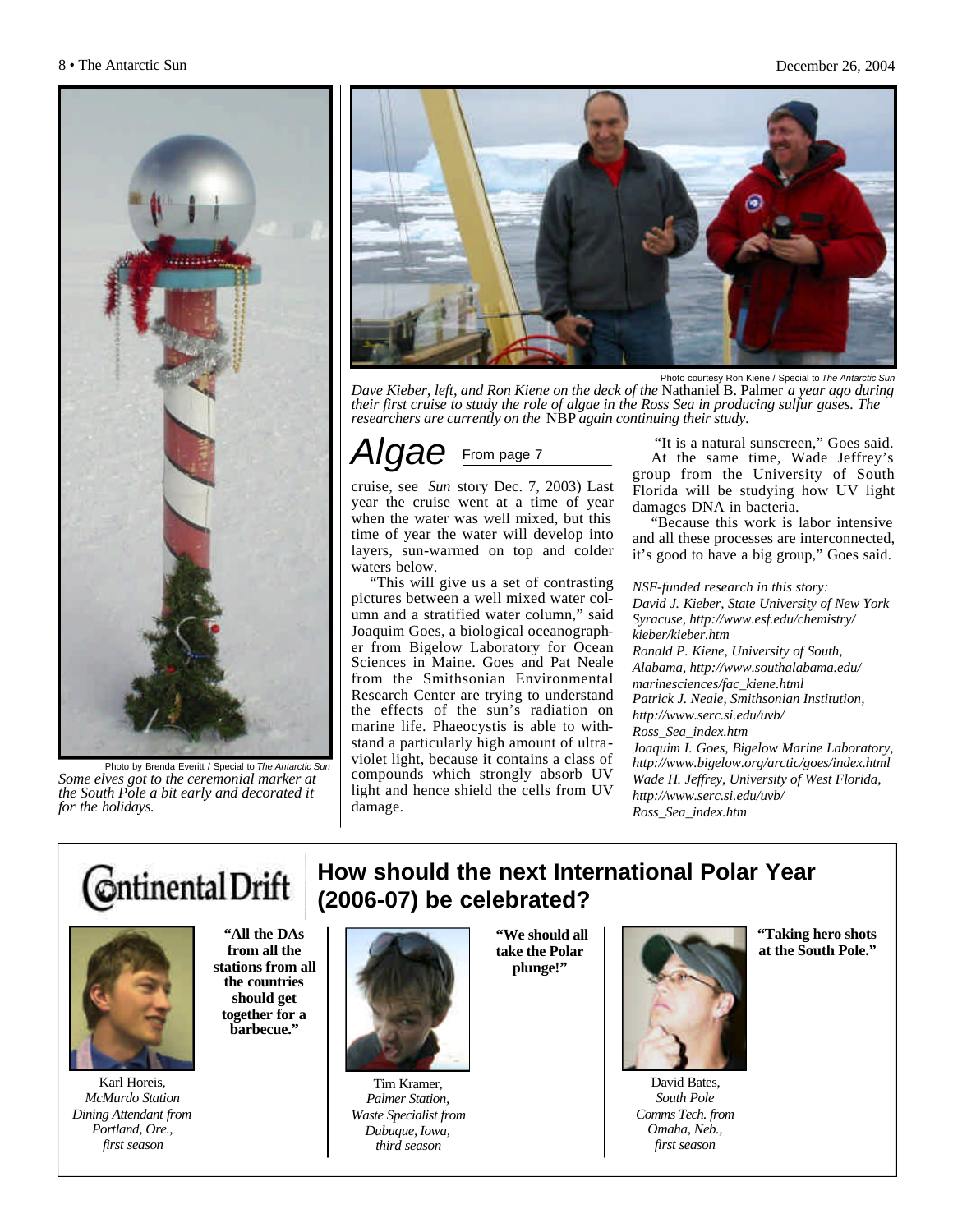Photo by Brenda Everitt / Special to *The Antarctic Sun*

*Some elves got to the ceremonial marker at the South Pole a bit early and decorated it for the holidays.*

Photo courtesy Ron Kiene / Special to *The Antarctic Sun*

*Dave Kieber, left, and Ron Kiene on the deck of the* Nathaniel B. Palmer *a year ago during their first cruise to study the role of algae in the Ross Sea in producing sulfur gases. The researchers are currently on the* NBP *again continuing their study.*

## Algae

From page 7

cruise, see *Sun* story Dec. 7, 2003) Last year the cruise went at a time of year when the water was well mixed, but this time of year the water will develop into layers, sun-warmed on top and colder waters below.

"This will give us a set of contrasting pictures between a well mixed water column and a stratified water column," said Joaquim Goes, a biological oceanographer from Bigelow Laboratory for Ocean Sciences in Maine. Goes and Pat Neale from the Smithsonian Environmental Research Center are trying to understand the effects of the sun's radiation on marine life. Phaeocystis is able to withstand a particularly high amount of ultraviolet light, because it contains a class of compounds which strongly absorb UV light and hence shield the cells from UV damage.

"It is a natural sunscreen," Goes said.

At the same time, Wade Jeffrey's group from the University of South Florida will be studying how UV light damages DNA in bacteria.

"Because this work is labor intensive and all these processes are interconnected, it's good to have a big group," Goes said.

*NSF-funded research in this story:*
*David J. Kieber, State University of New York Syracuse, http://www.esf.edu/chemistry/kieber/kieber.htm*
*Ronald P. Kiene, University of South, Alabama, http://www.southalabama.edu/marinesciences/fac_kiene.html*
*Patrick J. Neale, Smithsonian Institution, http://www.serc.si.edu/uvb/Ross_Sea_index.htm*
*Joaquim I. Goes, Bigelow Marine Laboratory, http://www.bigelow.org/arctic/goes/index.html*
*Wade H. Jeffrey, University of West Florida, http://www.serc.si.edu/uvb/Ross_Sea_index.htm*

## Continental Drift

### How should the next International Polar Year (2006-07) be celebrated?

**"All the DAs from all the stations from all the countries should get together for a barbecue."**

Karl Horeis, *McMurdo Station Dining Attendant from Portland, Ore., first season*

**"We should all take the Polar plunge!"**

Tim Kramer, *Palmer Station, Waste Specialist from Dubuque, Iowa, third season*

**"Taking hero shots at the South Pole."**

David Bates, *South Pole Comms Tech. from Omaha, Neb., first season*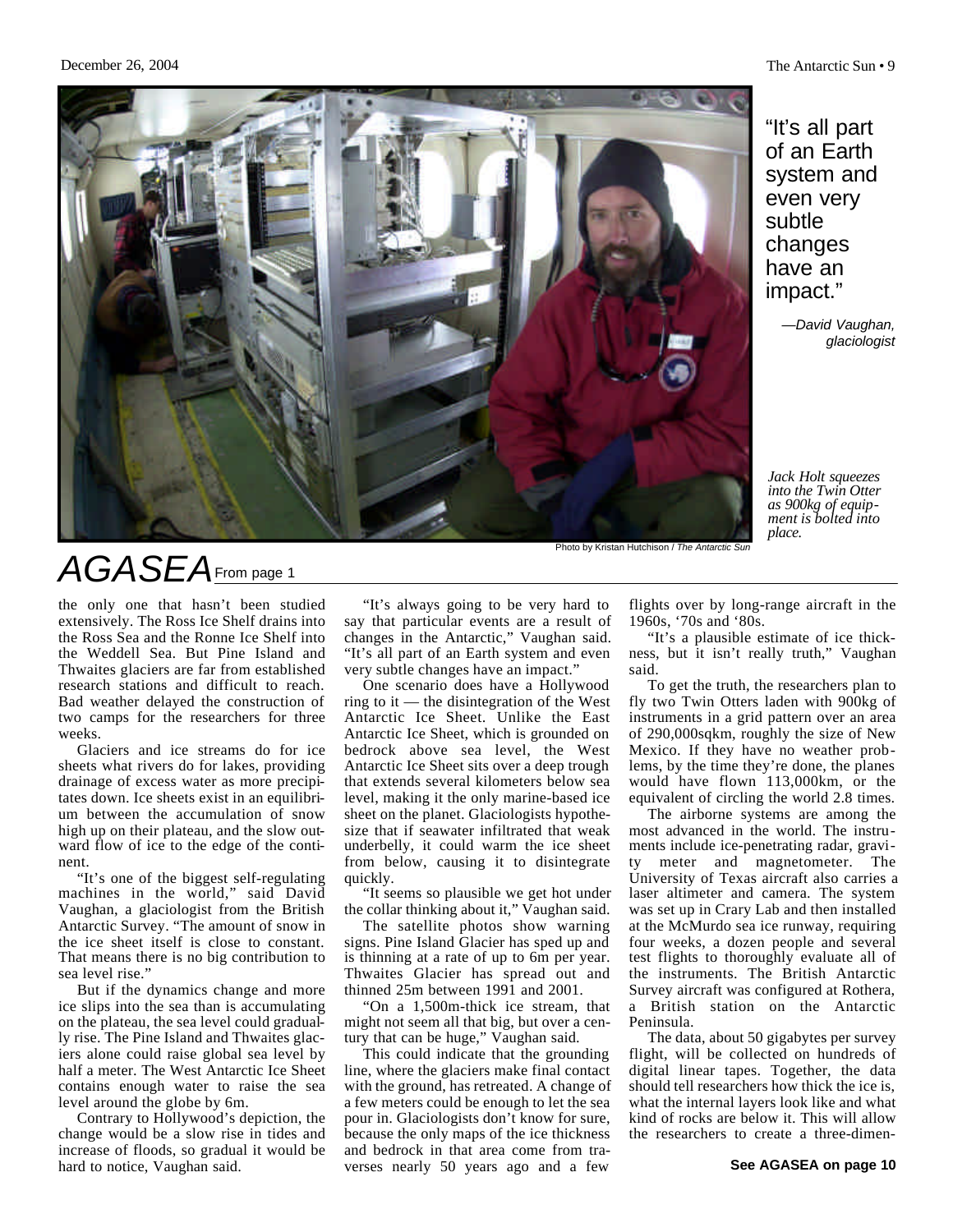"It's all part of an Earth system and even very subtle changes have an impact."

—*David Vaughan, glaciologist*

*Jack Holt squeezes into the Twin Otter as 900kg of equipment is bolted into place.*

Photo by Kristan Hutchison / *The Antarctic Sun*

# AGASEA From page 1

the only one that hasn't been studied extensively. The Ross Ice Shelf drains into the Ross Sea and the Ronne Ice Shelf into the Weddell Sea. But Pine Island and Thwaites glaciers are far from established research stations and difficult to reach. Bad weather delayed the construction of two camps for the researchers for three weeks.

Glaciers and ice streams do for ice sheets what rivers do for lakes, providing drainage of excess water as more precipitates down. Ice sheets exist in an equilibrium between the accumulation of snow high up on their plateau, and the slow outward flow of ice to the edge of the continent.

"It's one of the biggest self-regulating machines in the world," said David Vaughan, a glaciologist from the British Antarctic Survey. "The amount of snow in the ice sheet itself is close to constant. That means there is no big contribution to sea level rise."

But if the dynamics change and more ice slips into the sea than is accumulating on the plateau, the sea level could gradually rise. The Pine Island and Thwaites glaciers alone could raise global sea level by half a meter. The West Antarctic Ice Sheet contains enough water to raise the sea level around the globe by 6m.

Contrary to Hollywood's depiction, the change would be a slow rise in tides and increase of floods, so gradual it would be hard to notice, Vaughan said.

"It's always going to be very hard to say that particular events are a result of changes in the Antarctic," Vaughan said. "It's all part of an Earth system and even very subtle changes have an impact."

One scenario does have a Hollywood ring to it — the disintegration of the West Antarctic Ice Sheet. Unlike the East Antarctic Ice Sheet, which is grounded on bedrock above sea level, the West Antarctic Ice Sheet sits over a deep trough that extends several kilometers below sea level, making it the only marine-based ice sheet on the planet. Glaciologists hypothesize that if seawater infiltrated that weak underbelly, it could warm the ice sheet from below, causing it to disintegrate quickly.

"It seems so plausible we get hot under the collar thinking about it," Vaughan said.

The satellite photos show warning signs. Pine Island Glacier has sped up and is thinning at a rate of up to 6m per year. Thwaites Glacier has spread out and thinned 25m between 1991 and 2001.

"On a 1,500m-thick ice stream, that might not seem all that big, but over a century that can be huge," Vaughan said.

This could indicate that the grounding line, where the glaciers make final contact with the ground, has retreated. A change of a few meters could be enough to let the sea pour in. Glaciologists don't know for sure, because the only maps of the ice thickness and bedrock in that area come from traverses nearly 50 years ago and a few flights over by long-range aircraft in the 1960s, '70s and '80s.

"It's a plausible estimate of ice thickness, but it isn't really truth," Vaughan said.

To get the truth, the researchers plan to fly two Twin Otters laden with 900kg of instruments in a grid pattern over an area of 290,000sqkm, roughly the size of New Mexico. If they have no weather problems, by the time they're done, the planes would have flown 113,000km, or the equivalent of circling the world 2.8 times.

The airborne systems are among the most advanced in the world. The instruments include ice-penetrating radar, gravity meter and magnetometer. The University of Texas aircraft also carries a laser altimeter and camera. The system was set up in Crary Lab and then installed at the McMurdo sea ice runway, requiring four weeks, a dozen people and several test flights to thoroughly evaluate all of the instruments. The British Antarctic Survey aircraft was configured at Rothera, a British station on the Antarctic Peninsula.

The data, about 50 gigabytes per survey flight, will be collected on hundreds of digital linear tapes. Together, the data should tell researchers how thick the ice is, what the internal layers look like and what kind of rocks are below it. This will allow the researchers to create a three-dimen-

**See AGASEA on page 10**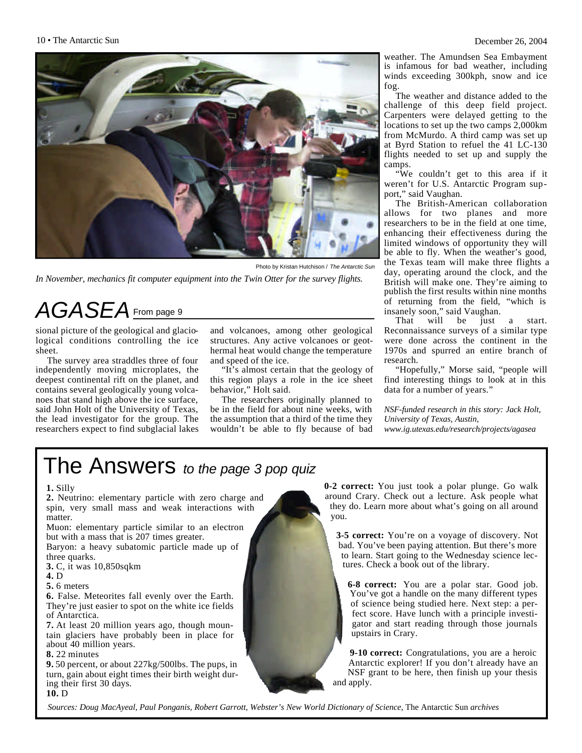Photo by Kristan Hutchison / *The Antarctic Sun*

*In November, mechanics fit computer equipment into the Twin Otter for the survey flights.*

## AGASEA From page 9

sional picture of the geological and glaciological conditions controlling the ice sheet.

The survey area straddles three of four independently moving microplates, the deepest continental rift on the planet, and contains several geologically young volcanoes that stand high above the ice surface, said John Holt of the University of Texas, the lead investigator for the group. The researchers expect to find subglacial lakes and volcanoes, among other geological structures. Any active volcanoes or geothermal heat would change the temperature and speed of the ice.

"It's almost certain that the geology of this region plays a role in the ice sheet behavior," Holt said.

The researchers originally planned to be in the field for about nine weeks, with the assumption that a third of the time they wouldn't be able to fly because of bad weather. The Amundsen Sea Embayment is infamous for bad weather, including winds exceeding 300kph, snow and ice fog.

The weather and distance added to the challenge of this deep field project. Carpenters were delayed getting to the locations to set up the two camps 2,000km from McMurdo. A third camp was set up at Byrd Station to refuel the 41 LC-130 flights needed to set up and supply the camps.

"We couldn't get to this area if it weren't for U.S. Antarctic Program support," said Vaughan.

The British-American collaboration allows for two planes and more researchers to be in the field at one time, enhancing their effectiveness during the limited windows of opportunity they will be able to fly. When the weather's good, the Texas team will make three flights a day, operating around the clock, and the British will make one. They're aiming to publish the first results within nine months of returning from the field, "which is insanely soon," said Vaughan.

That will be just a start. Reconnaissance surveys of a similar type were done across the continent in the 1970s and spurred an entire branch of research.

"Hopefully," Morse said, "people will find interesting things to look at in this data for a number of years."

*NSF-funded research in this story: Jack Holt, University of Texas, Austin, www.ig.utexas.edu/research/projects/agasea*

## The Answers *to the page 3 pop quiz*

**1.** Silly

**2.** Neutrino: elementary particle with zero charge and spin, very small mass and weak interactions with matter.

Muon: elementary particle similar to an electron but with a mass that is 207 times greater.

Baryon: a heavy subatomic particle made up of three quarks.

**3.** C, it was 10,850sqkm

**4.** D

**5.** 6 meters

**6.** False. Meteorites fall evenly over the Earth. They're just easier to spot on the white ice fields of Antarctica.

**7.** At least 20 million years ago, though mountain glaciers have probably been in place for about 40 million years.

**8.** 22 minutes

**9.** 50 percent, or about 227kg/500lbs. The pups, in turn, gain about eight times their birth weight during their first 30 days.

**10.** D

**0-2 correct:** You just took a polar plunge. Go walk around Crary. Check out a lecture. Ask people what they do. Learn more about what's going on all around you.

**3-5 correct:** You're on a voyage of discovery. Not bad. You've been paying attention. But there's more to learn. Start going to the Wednesday science lectures. Check a book out of the library.

**6-8 correct:** You are a polar star. Good job. You've got a handle on the many different types of science being studied here. Next step: a perfect score. Have lunch with a principle investigator and start reading through those journals upstairs in Crary.

**9-10 correct:** Congratulations, you are a heroic Antarctic explorer! If you don't already have an NSF grant to be here, then finish up your thesis and apply.

*Sources: Doug MacAyeal, Paul Ponganis, Robert Garrott, Webster's New World Dictionary of Science,* The Antarctic Sun *archives*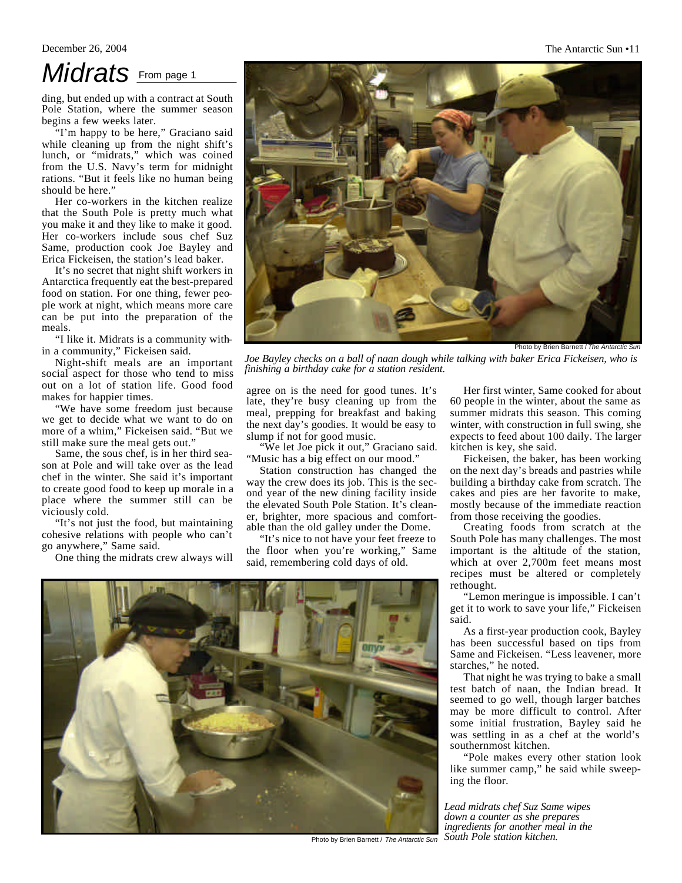# Midrats

From page 1

ding, but ended up with a contract at South Pole Station, where the summer season begins a few weeks later.

"I'm happy to be here," Graciano said while cleaning up from the night shift's lunch, or "midrats," which was coined from the U.S. Navy's term for midnight rations. "But it feels like no human being should be here."

Her co-workers in the kitchen realize that the South Pole is pretty much what you make it and they like to make it good. Her co-workers include sous chef Suz Same, production cook Joe Bayley and Erica Fickeisen, the station's lead baker.

It's no secret that night shift workers in Antarctica frequently eat the best-prepared food on station. For one thing, fewer people work at night, which means more care can be put into the preparation of the meals.

"I like it. Midrats is a community within a community," Fickeisen said.

Night-shift meals are an important social aspect for those who tend to miss out on a lot of station life. Good food makes for happier times.

"We have some freedom just because we get to decide what we want to do on more of a whim," Fickeisen said. "But we still make sure the meal gets out."

Same, the sous chef, is in her third season at Pole and will take over as the lead chef in the winter. She said it's important to create good food to keep up morale in a place where the summer still can be viciously cold.

"It's not just the food, but maintaining cohesive relations with people who can't go anywhere," Same said.

One thing the midrats crew always will agree on is the need for good tunes. It's late, they're busy cleaning up from the meal, prepping for breakfast and baking the next day's goodies. It would be easy to slump if not for good music.

"We let Joe pick it out," Graciano said. "Music has a big effect on our mood."

Station construction has changed the way the crew does its job. This is the second year of the new dining facility inside the elevated South Pole Station. It's cleaner, brighter, more spacious and comfortable than the old galley under the Dome.

"It's nice to not have your feet freeze to the floor when you're working," Same said, remembering cold days of old.

Photo by Brien Barnett / *The Antarctic Sun*

*Joe Bayley checks on a ball of naan dough while talking with baker Erica Fickeisen, who is finishing a birthday cake for a station resident.*

Her first winter, Same cooked for about 60 people in the winter, about the same as summer midrats this season. This coming winter, with construction in full swing, she expects to feed about 100 daily. The larger kitchen is key, she said.

Fickeisen, the baker, has been working on the next day's breads and pastries while building a birthday cake from scratch. The cakes and pies are her favorite to make, mostly because of the immediate reaction from those receiving the goodies.

Creating foods from scratch at the South Pole has many challenges. The most important is the altitude of the station, which at over 2,700m feet means most recipes must be altered or completely rethought.

"Lemon meringue is impossible. I can't get it to work to save your life," Fickeisen said.

As a first-year production cook, Bayley has been successful based on tips from Same and Fickeisen. "Less leavener, more starches," he noted.

That night he was trying to bake a small test batch of naan, the Indian bread. It seemed to go well, though larger batches may be more difficult to control. After some initial frustration, Bayley said he was settling in as a chef at the world's southernmost kitchen.

"Pole makes every other station look like summer camp," he said while sweeping the floor.

Photo by Brien Barnett / *The Antarctic Sun*

*Lead midrats chef Suz Same wipes down a counter as she prepares ingredients for another meal in the South Pole station kitchen.*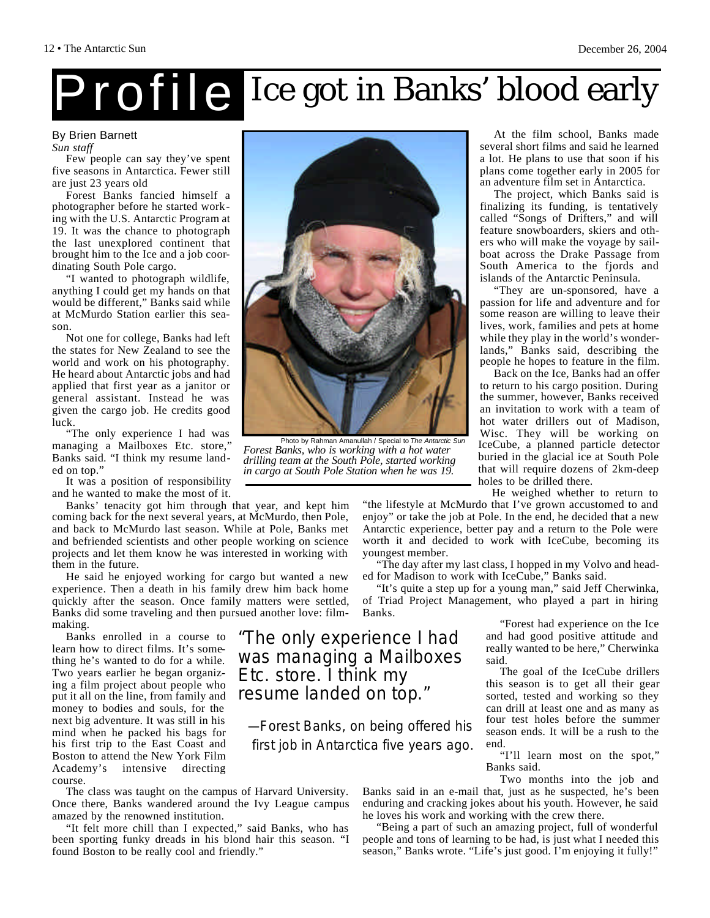# Profile Ice got in Banks' blood early

By Brien Barnett
*Sun staff*

Few people can say they've spent five seasons in Antarctica. Fewer still are just 23 years old

Forest Banks fancied himself a photographer before he started working with the U.S. Antarctic Program at 19. It was the chance to photograph the last unexplored continent that brought him to the Ice and a job coordinating South Pole cargo.

"I wanted to photograph wildlife, anything I could get my hands on that would be different," Banks said while at McMurdo Station earlier this season.

Not one for college, Banks had left the states for New Zealand to see the world and work on his photography. He heard about Antarctic jobs and had applied that first year as a janitor or general assistant. Instead he was given the cargo job. He credits good luck.

"The only experience I had was managing a Mailboxes Etc. store," Banks said. "I think my resume landed on top."

It was a position of responsibility and he wanted to make the most of it.

Photo by Rahman Amanullah / Special to *The Antarctic Sun*

*Forest Banks, who is working with a hot water drilling team at the South Pole, started working in cargo at South Pole Station when he was 19.*

Banks' tenacity got him through that year, and kept him coming back for the next several years, at McMurdo, then Pole, and back to McMurdo last season. While at Pole, Banks met and befriended scientists and other people working on science projects and let them know he was interested in working with them in the future.

He said he enjoyed working for cargo but wanted a new experience. Then a death in his family drew him back home quickly after the season. Once family matters were settled, Banks did some traveling and then pursued another love: filmmaking.

Banks enrolled in a course to learn how to direct films. It's something he's wanted to do for a while. Two years earlier he began organizing a film project about people who put it all on the line, from family and money to bodies and souls, for the next big adventure. It was still in his mind when he packed his bags for his first trip to the East Coast and Boston to attend the New York Film Academy's intensive directing course.

> "The only experience I had was managing a Mailboxes Etc. store. I think my resume landed on top."
>
> —Forest Banks, on being offered his first job in Antarctica five years ago.

The class was taught on the campus of Harvard University. Once there, Banks wandered around the Ivy League campus amazed by the renowned institution.

"It felt more chill than I expected," said Banks, who has been sporting funky dreads in his blond hair this season. "I found Boston to be really cool and friendly."

At the film school, Banks made several short films and said he learned a lot. He plans to use that soon if his plans come together early in 2005 for an adventure film set in Antarctica.

The project, which Banks said is finalizing its funding, is tentatively called "Songs of Drifters," and will feature snowboarders, skiers and others who will make the voyage by sailboat across the Drake Passage from South America to the fjords and islands of the Antarctic Peninsula.

"They are un-sponsored, have a passion for life and adventure and for some reason are willing to leave their lives, work, families and pets at home while they play in the world's wonderlands," Banks said, describing the people he hopes to feature in the film.

Back on the Ice, Banks had an offer to return to his cargo position. During the summer, however, Banks received an invitation to work with a team of hot water drillers out of Madison, Wisc. They will be working on IceCube, a planned particle detector buried in the glacial ice at South Pole that will require dozens of 2km-deep holes to be drilled there.

He weighed whether to return to "the lifestyle at McMurdo that I've grown accustomed to and enjoy" or take the job at Pole. In the end, he decided that a new Antarctic experience, better pay and a return to the Pole were worth it and decided to work with IceCube, becoming its youngest member.

"The day after my last class, I hopped in my Volvo and headed for Madison to work with IceCube," Banks said.

"It's quite a step up for a young man," said Jeff Cherwinka, of Triad Project Management, who played a part in hiring Banks.

"Forest had experience on the Ice and had good positive attitude and really wanted to be here," Cherwinka said.

The goal of the IceCube drillers this season is to get all their gear sorted, tested and working so they can drill at least one and as many as four test holes before the summer season ends. It will be a rush to the end.

"I'll learn most on the spot," Banks said.

Two months into the job and Banks said in an e-mail that, just as he suspected, he's been enduring and cracking jokes about his youth. However, he said he loves his work and working with the crew there.

"Being a part of such an amazing project, full of wonderful people and tons of learning to be had, is just what I needed this season," Banks wrote. "Life's just good. I'm enjoying it fully!"